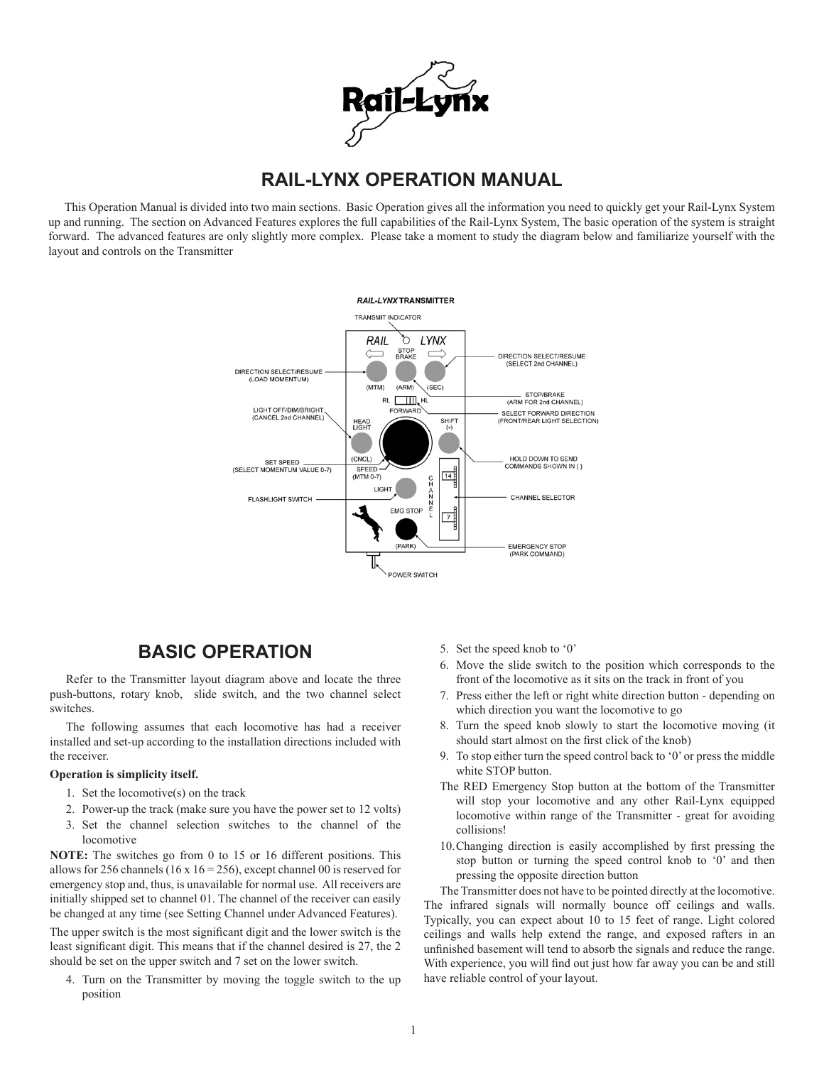# RAIL-LYNX OPERATION MANUAL

This Operation Manual is divided into two main sections. Basic Operation gives all the information you need to quickly get your Rail-Lynx System up and running. The section on Advanced Features explores the full capabilities of the Rail-Lynx System, The basic operation of the system is straight forward. The advanced features are only slightly more complex. Please take a moment to study the diagram below and familiarize yourself with the layout and controls on the Transmitter

*RAIL-LYNX* **TRANSMITTER**

TRANSMIT INDICATOR

DIRECTION SELECT/RESUME (LOAD MOMENTUM)

DIRECTION SELECT/RESUME (SELECT 2nd CHANNEL)

STOP/BRAKE (ARM FOR 2nd CHANNEL)

SELECT FORWARD DIRECTION (FRONT/REAR LIGHT SELECTION)

LIGHT OFF/DIM/BRIGHT (CANCEL 2nd CHANNEL)

HOLD DOWN TO SEND COMMANDS SHOWN IN ( )

SET SPEED (SELECT MOMENTUM VALUE 0-7)

CHANNEL SELECTOR

FLASHLIGHT SWITCH

EMERGENCY STOP (PARK COMMAND)

POWER SWITCH

## BASIC OPERATION

Refer to the Transmitter layout diagram above and locate the three push-buttons, rotary knob, slide switch, and the two channel select switches.

The following assumes that each locomotive has had a receiver installed and set-up according to the installation directions included with the receiver.

**Operation is simplicity itself.**

1. Set the locomotive(s) on the track
2. Power-up the track (make sure you have the power set to 12 volts)
3. Set the channel selection switches to the channel of the locomotive

**NOTE:** The switches go from 0 to 15 or 16 different positions. This allows for 256 channels (16 x 16 = 256), except channel 00 is reserved for emergency stop and, thus, is unavailable for normal use. All receivers are initially shipped set to channel 01. The channel of the receiver can easily be changed at any time (see Setting Channel under Advanced Features).

The upper switch is the most significant digit and the lower switch is the least significant digit. This means that if the channel desired is 27, the 2 should be set on the upper switch and 7 set on the lower switch.

4. Turn on the Transmitter by moving the toggle switch to the up position
5. Set the speed knob to '0'
6. Move the slide switch to the position which corresponds to the front of the locomotive as it sits on the track in front of you
7. Press either the left or right white direction button - depending on which direction you want the locomotive to go
8. Turn the speed knob slowly to start the locomotive moving (it should start almost on the first click of the knob)
9. To stop either turn the speed control back to '0' or press the middle white STOP button.

   The RED Emergency Stop button at the bottom of the Transmitter will stop your locomotive and any other Rail-Lynx equipped locomotive within range of the Transmitter - great for avoiding collisions!

10. Changing direction is easily accomplished by first pressing the stop button or turning the speed control knob to '0' and then pressing the opposite direction button

The Transmitter does not have to be pointed directly at the locomotive. The infrared signals will normally bounce off ceilings and walls. Typically, you can expect about 10 to 15 feet of range. Light colored ceilings and walls help extend the range, and exposed rafters in an unfinished basement will tend to absorb the signals and reduce the range. With experience, you will find out just how far away you can be and still have reliable control of your layout.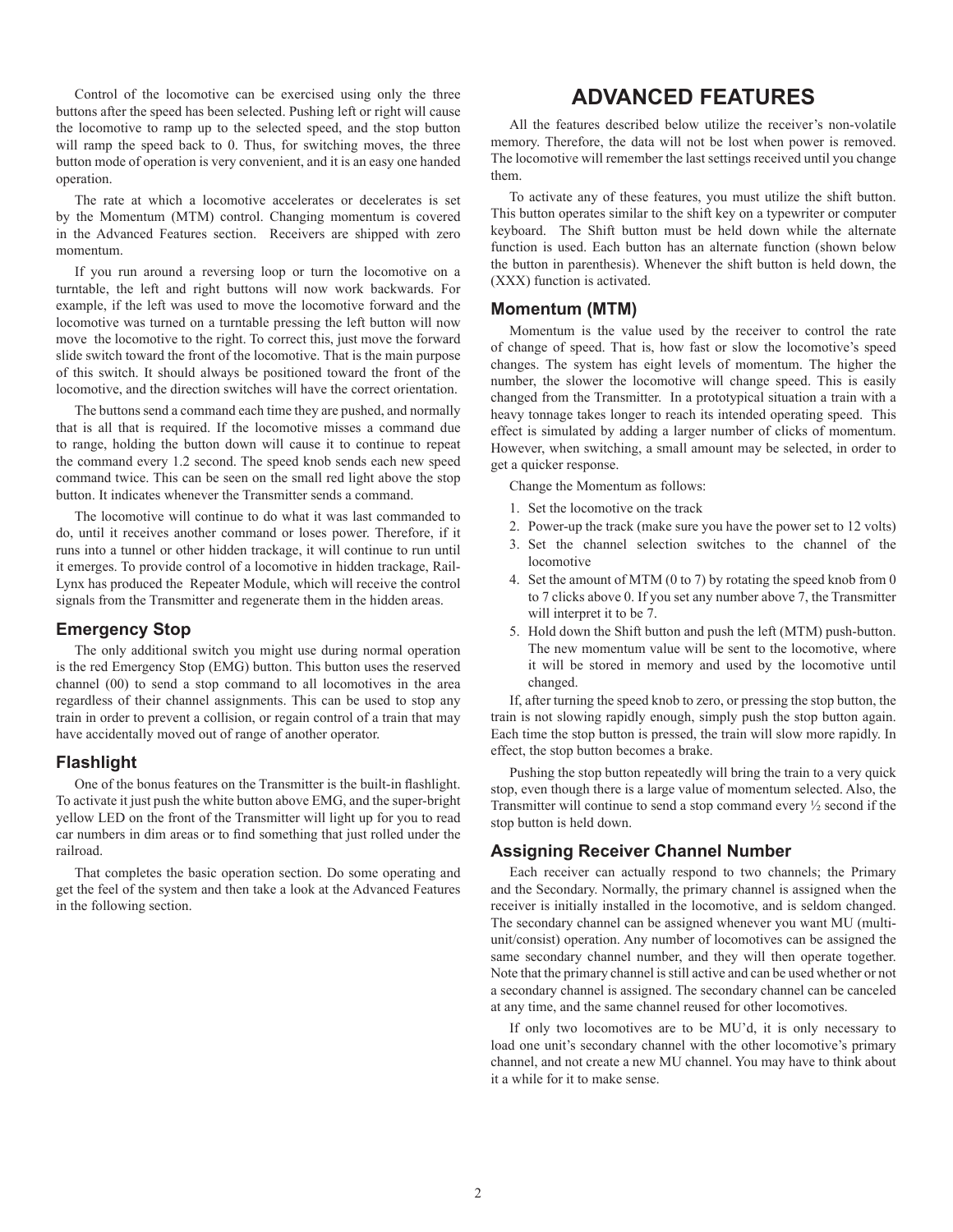Control of the locomotive can be exercised using only the three buttons after the speed has been selected. Pushing left or right will cause the locomotive to ramp up to the selected speed, and the stop button will ramp the speed back to 0. Thus, for switching moves, the three button mode of operation is very convenient, and it is an easy one handed operation.

The rate at which a locomotive accelerates or decelerates is set by the Momentum (MTM) control. Changing momentum is covered in the Advanced Features section. Receivers are shipped with zero momentum.

If you run around a reversing loop or turn the locomotive on a turntable, the left and right buttons will now work backwards. For example, if the left was used to move the locomotive forward and the locomotive was turned on a turntable pressing the left button will now move the locomotive to the right. To correct this, just move the forward slide switch toward the front of the locomotive. That is the main purpose of this switch. It should always be positioned toward the front of the locomotive, and the direction switches will have the correct orientation.

The buttons send a command each time they are pushed, and normally that is all that is required. If the locomotive misses a command due to range, holding the button down will cause it to continue to repeat the command every 1.2 second. The speed knob sends each new speed command twice. This can be seen on the small red light above the stop button. It indicates whenever the Transmitter sends a command.

The locomotive will continue to do what it was last commanded to do, until it receives another command or loses power. Therefore, if it runs into a tunnel or other hidden trackage, it will continue to run until it emerges. To provide control of a locomotive in hidden trackage, Rail-Lynx has produced the Repeater Module, which will receive the control signals from the Transmitter and regenerate them in the hidden areas.

### Emergency Stop

The only additional switch you might use during normal operation is the red Emergency Stop (EMG) button. This button uses the reserved channel (00) to send a stop command to all locomotives in the area regardless of their channel assignments. This can be used to stop any train in order to prevent a collision, or regain control of a train that may have accidentally moved out of range of another operator.

### Flashlight

One of the bonus features on the Transmitter is the built-in flashlight. To activate it just push the white button above EMG, and the super-bright yellow LED on the front of the Transmitter will light up for you to read car numbers in dim areas or to find something that just rolled under the railroad.

That completes the basic operation section. Do some operating and get the feel of the system and then take a look at the Advanced Features in the following section.

## ADVANCED FEATURES

All the features described below utilize the receiver's non-volatile memory. Therefore, the data will not be lost when power is removed. The locomotive will remember the last settings received until you change them.

To activate any of these features, you must utilize the shift button. This button operates similar to the shift key on a typewriter or computer keyboard. The Shift button must be held down while the alternate function is used. Each button has an alternate function (shown below the button in parenthesis). Whenever the shift button is held down, the (XXX) function is activated.

### Momentum (MTM)

Momentum is the value used by the receiver to control the rate of change of speed. That is, how fast or slow the locomotive's speed changes. The system has eight levels of momentum. The higher the number, the slower the locomotive will change speed. This is easily changed from the Transmitter. In a prototypical situation a train with a heavy tonnage takes longer to reach its intended operating speed. This effect is simulated by adding a larger number of clicks of momentum. However, when switching, a small amount may be selected, in order to get a quicker response.

Change the Momentum as follows:

1. Set the locomotive on the track
2. Power-up the track (make sure you have the power set to 12 volts)
3. Set the channel selection switches to the channel of the locomotive
4. Set the amount of MTM (0 to 7) by rotating the speed knob from 0 to 7 clicks above 0. If you set any number above 7, the Transmitter will interpret it to be 7.
5. Hold down the Shift button and push the left (MTM) push-button. The new momentum value will be sent to the locomotive, where it will be stored in memory and used by the locomotive until changed.

If, after turning the speed knob to zero, or pressing the stop button, the train is not slowing rapidly enough, simply push the stop button again. Each time the stop button is pressed, the train will slow more rapidly. In effect, the stop button becomes a brake.

Pushing the stop button repeatedly will bring the train to a very quick stop, even though there is a large value of momentum selected. Also, the Transmitter will continue to send a stop command every ½ second if the stop button is held down.

### Assigning Receiver Channel Number

Each receiver can actually respond to two channels; the Primary and the Secondary. Normally, the primary channel is assigned when the receiver is initially installed in the locomotive, and is seldom changed. The secondary channel can be assigned whenever you want MU (multi-unit/consist) operation. Any number of locomotives can be assigned the same secondary channel number, and they will then operate together. Note that the primary channel is still active and can be used whether or not a secondary channel is assigned. The secondary channel can be canceled at any time, and the same channel reused for other locomotives.

If only two locomotives are to be MU'd, it is only necessary to load one unit's secondary channel with the other locomotive's primary channel, and not create a new MU channel. You may have to think about it a while for it to make sense.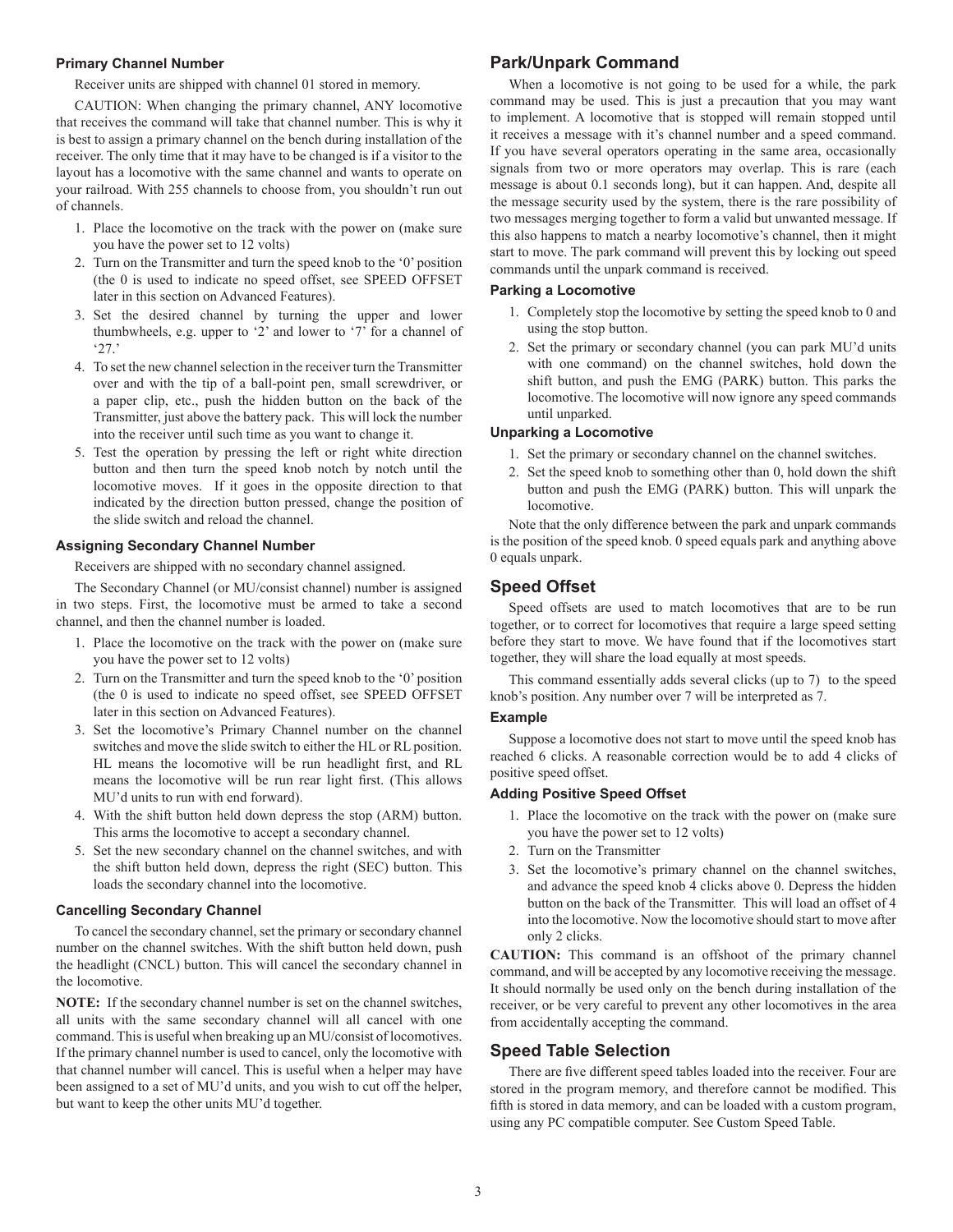### Primary Channel Number

Receiver units are shipped with channel 01 stored in memory.

CAUTION: When changing the primary channel, ANY locomotive that receives the command will take that channel number. This is why it is best to assign a primary channel on the bench during installation of the receiver. The only time that it may have to be changed is if a visitor to the layout has a locomotive with the same channel and wants to operate on your railroad. With 255 channels to choose from, you shouldn't run out of channels.

1. Place the locomotive on the track with the power on (make sure you have the power set to 12 volts)
2. Turn on the Transmitter and turn the speed knob to the '0' position (the 0 is used to indicate no speed offset, see SPEED OFFSET later in this section on Advanced Features).
3. Set the desired channel by turning the upper and lower thumbwheels, e.g. upper to '2' and lower to '7' for a channel of '27.'
4. To set the new channel selection in the receiver turn the Transmitter over and with the tip of a ball-point pen, small screwdriver, or a paper clip, etc., push the hidden button on the back of the Transmitter, just above the battery pack. This will lock the number into the receiver until such time as you want to change it.
5. Test the operation by pressing the left or right white direction button and then turn the speed knob notch by notch until the locomotive moves. If it goes in the opposite direction to that indicated by the direction button pressed, change the position of the slide switch and reload the channel.

### Assigning Secondary Channel Number

Receivers are shipped with no secondary channel assigned.

The Secondary Channel (or MU/consist channel) number is assigned in two steps. First, the locomotive must be armed to take a second channel, and then the channel number is loaded.

1. Place the locomotive on the track with the power on (make sure you have the power set to 12 volts)
2. Turn on the Transmitter and turn the speed knob to the '0' position (the 0 is used to indicate no speed offset, see SPEED OFFSET later in this section on Advanced Features).
3. Set the locomotive's Primary Channel number on the channel switches and move the slide switch to either the HL or RL position. HL means the locomotive will be run headlight first, and RL means the locomotive will be run rear light first. (This allows MU'd units to run with end forward).
4. With the shift button held down depress the stop (ARM) button. This arms the locomotive to accept a secondary channel.
5. Set the new secondary channel on the channel switches, and with the shift button held down, depress the right (SEC) button. This loads the secondary channel into the locomotive.

### Cancelling Secondary Channel

To cancel the secondary channel, set the primary or secondary channel number on the channel switches. With the shift button held down, push the headlight (CNCL) button. This will cancel the secondary channel in the locomotive.

**NOTE:** If the secondary channel number is set on the channel switches, all units with the same secondary channel will all cancel with one command. This is useful when breaking up an MU/consist of locomotives. If the primary channel number is used to cancel, only the locomotive with that channel number will cancel. This is useful when a helper may have been assigned to a set of MU'd units, and you wish to cut off the helper, but want to keep the other units MU'd together.

## Park/Unpark Command

When a locomotive is not going to be used for a while, the park command may be used. This is just a precaution that you may want to implement. A locomotive that is stopped will remain stopped until it receives a message with it's channel number and a speed command. If you have several operators operating in the same area, occasionally signals from two or more operators may overlap. This is rare (each message is about 0.1 seconds long), but it can happen. And, despite all the message security used by the system, there is the rare possibility of two messages merging together to form a valid but unwanted message. If this also happens to match a nearby locomotive's channel, then it might start to move. The park command will prevent this by locking out speed commands until the unpark command is received.

### Parking a Locomotive

1. Completely stop the locomotive by setting the speed knob to 0 and using the stop button.
2. Set the primary or secondary channel (you can park MU'd units with one command) on the channel switches, hold down the shift button, and push the EMG (PARK) button. This parks the locomotive. The locomotive will now ignore any speed commands until unparked.

### Unparking a Locomotive

1. Set the primary or secondary channel on the channel switches.
2. Set the speed knob to something other than 0, hold down the shift button and push the EMG (PARK) button. This will unpark the locomotive.

Note that the only difference between the park and unpark commands is the position of the speed knob. 0 speed equals park and anything above 0 equals unpark.

## Speed Offset

Speed offsets are used to match locomotives that are to be run together, or to correct for locomotives that require a large speed setting before they start to move. We have found that if the locomotives start together, they will share the load equally at most speeds.

This command essentially adds several clicks (up to 7) to the speed knob's position. Any number over 7 will be interpreted as 7.

### Example

Suppose a locomotive does not start to move until the speed knob has reached 6 clicks. A reasonable correction would be to add 4 clicks of positive speed offset.

### Adding Positive Speed Offset

1. Place the locomotive on the track with the power on (make sure you have the power set to 12 volts)
2. Turn on the Transmitter
3. Set the locomotive's primary channel on the channel switches, and advance the speed knob 4 clicks above 0. Depress the hidden button on the back of the Transmitter. This will load an offset of 4 into the locomotive. Now the locomotive should start to move after only 2 clicks.

**CAUTION:** This command is an offshoot of the primary channel command, and will be accepted by any locomotive receiving the message. It should normally be used only on the bench during installation of the receiver, or be very careful to prevent any other locomotives in the area from accidentally accepting the command.

## Speed Table Selection

There are five different speed tables loaded into the receiver. Four are stored in the program memory, and therefore cannot be modified. This fifth is stored in data memory, and can be loaded with a custom program, using any PC compatible computer. See Custom Speed Table.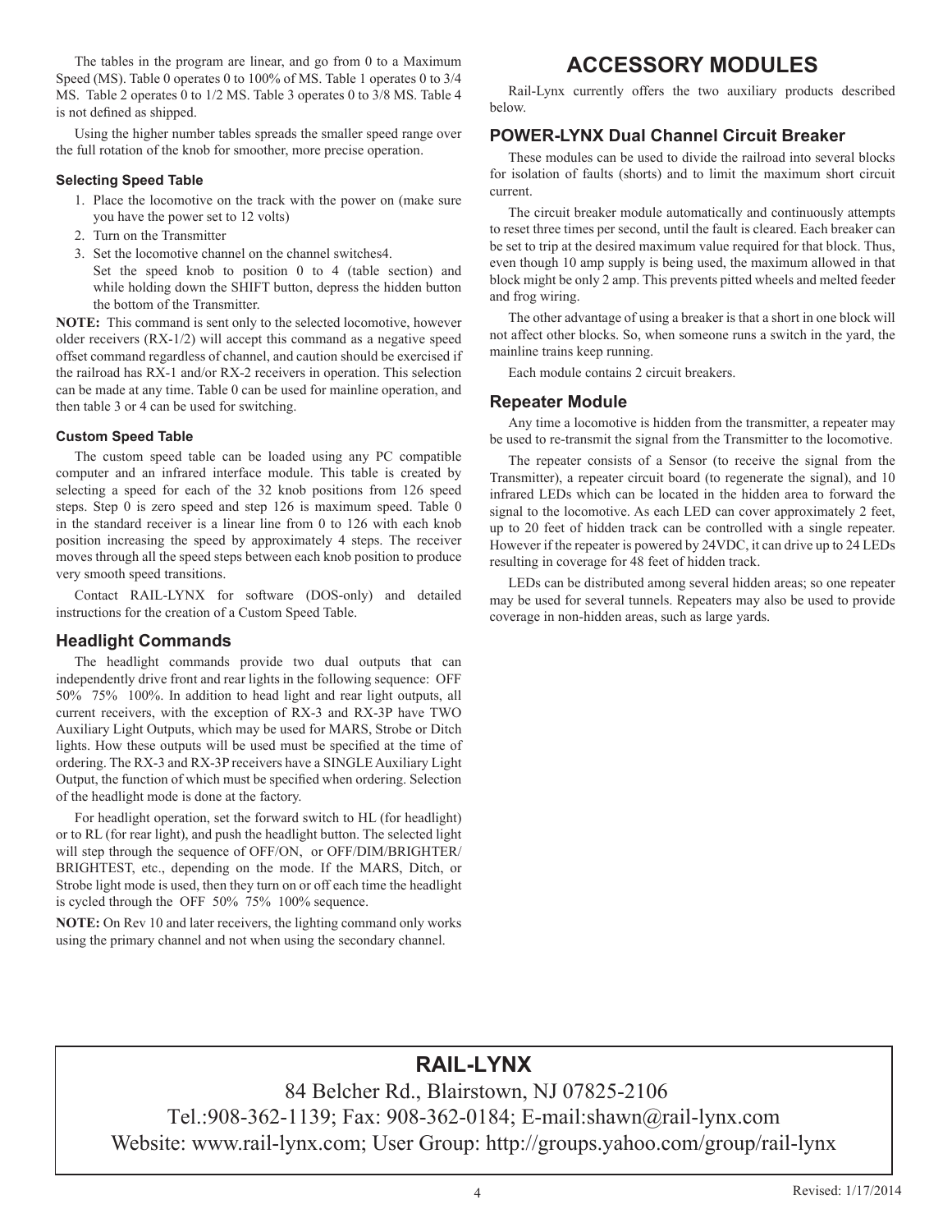The tables in the program are linear, and go from 0 to a Maximum Speed (MS). Table 0 operates 0 to 100% of MS. Table 1 operates 0 to 3/4 MS. Table 2 operates 0 to 1/2 MS. Table 3 operates 0 to 3/8 MS. Table 4 is not defined as shipped.

Using the higher number tables spreads the smaller speed range over the full rotation of the knob for smoother, more precise operation.

#### Selecting Speed Table

1. Place the locomotive on the track with the power on (make sure you have the power set to 12 volts)
2. Turn on the Transmitter
3. Set the locomotive channel on the channel switches4.
   Set the speed knob to position 0 to 4 (table section) and while holding down the SHIFT button, depress the hidden button the bottom of the Transmitter.

**NOTE:** This command is sent only to the selected locomotive, however older receivers (RX-1/2) will accept this command as a negative speed offset command regardless of channel, and caution should be exercised if the railroad has RX-1 and/or RX-2 receivers in operation. This selection can be made at any time. Table 0 can be used for mainline operation, and then table 3 or 4 can be used for switching.

#### Custom Speed Table

The custom speed table can be loaded using any PC compatible computer and an infrared interface module. This table is created by selecting a speed for each of the 32 knob positions from 126 speed steps. Step 0 is zero speed and step 126 is maximum speed. Table 0 in the standard receiver is a linear line from 0 to 126 with each knob position increasing the speed by approximately 4 steps. The receiver moves through all the speed steps between each knob position to produce very smooth speed transitions.

Contact RAIL-LYNX for software (DOS-only) and detailed instructions for the creation of a Custom Speed Table.

### Headlight Commands

The headlight commands provide two dual outputs that can independently drive front and rear lights in the following sequence: OFF 50% 75% 100%. In addition to head light and rear light outputs, all current receivers, with the exception of RX-3 and RX-3P have TWO Auxiliary Light Outputs, which may be used for MARS, Strobe or Ditch lights. How these outputs will be used must be specified at the time of ordering. The RX-3 and RX-3P receivers have a SINGLE Auxiliary Light Output, the function of which must be specified when ordering. Selection of the headlight mode is done at the factory.

For headlight operation, set the forward switch to HL (for headlight) or to RL (for rear light), and push the headlight button. The selected light will step through the sequence of OFF/ON, or OFF/DIM/BRIGHTER/BRIGHTEST, etc., depending on the mode. If the MARS, Ditch, or Strobe light mode is used, then they turn on or off each time the headlight is cycled through the OFF 50% 75% 100% sequence.

**NOTE:** On Rev 10 and later receivers, the lighting command only works using the primary channel and not when using the secondary channel.

## ACCESSORY MODULES

Rail-Lynx currently offers the two auxiliary products described below.

### POWER-LYNX Dual Channel Circuit Breaker

These modules can be used to divide the railroad into several blocks for isolation of faults (shorts) and to limit the maximum short circuit current.

The circuit breaker module automatically and continuously attempts to reset three times per second, until the fault is cleared. Each breaker can be set to trip at the desired maximum value required for that block. Thus, even though 10 amp supply is being used, the maximum allowed in that block might be only 2 amp. This prevents pitted wheels and melted feeder and frog wiring.

The other advantage of using a breaker is that a short in one block will not affect other blocks. So, when someone runs a switch in the yard, the mainline trains keep running.

Each module contains 2 circuit breakers.

### Repeater Module

Any time a locomotive is hidden from the transmitter, a repeater may be used to re-transmit the signal from the Transmitter to the locomotive.

The repeater consists of a Sensor (to receive the signal from the Transmitter), a repeater circuit board (to regenerate the signal), and 10 infrared LEDs which can be located in the hidden area to forward the signal to the locomotive. As each LED can cover approximately 2 feet, up to 20 feet of hidden track can be controlled with a single repeater. However if the repeater is powered by 24VDC, it can drive up to 24 LEDs resulting in coverage for 48 feet of hidden track.

LEDs can be distributed among several hidden areas; so one repeater may be used for several tunnels. Repeaters may also be used to provide coverage in non-hidden areas, such as large yards.

## RAIL-LYNX

84 Belcher Rd., Blairstown, NJ 07825-2106

Tel.:908-362-1139; Fax: 908-362-0184; E-mail:shawn@rail-lynx.com

Website: www.rail-lynx.com; User Group: http://groups.yahoo.com/group/rail-lynx

Revised: 1/17/2014